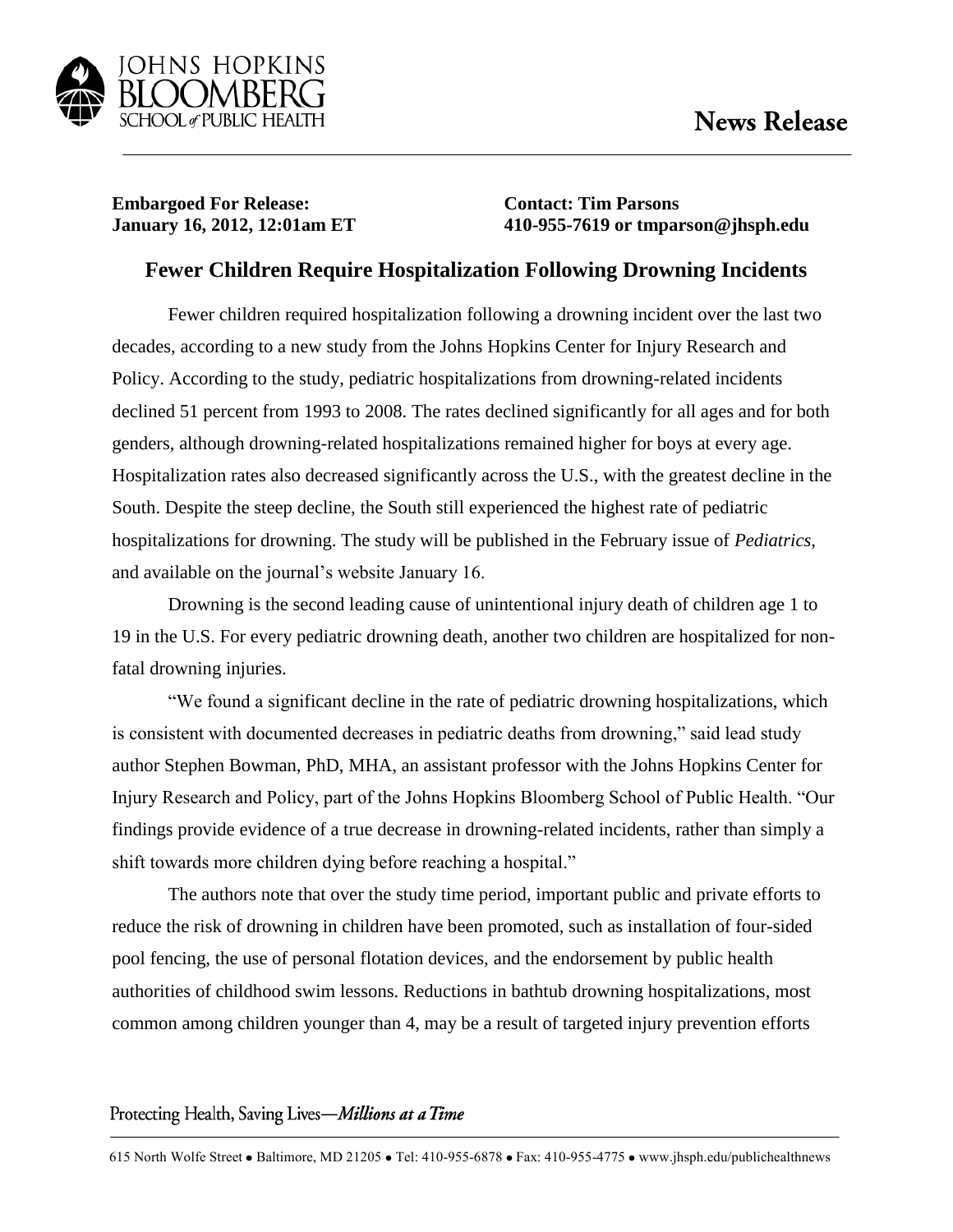JOHNS HOPKINS
BLOOMBERG
SCHOOL of PUBLIC HEALTH

**News Release**

**Embargoed For Release:**
**January 16, 2012, 12:01am ET**

**Contact: Tim Parsons**
**410-955-7619 or tmparson@jhsph.edu**

## Fewer Children Require Hospitalization Following Drowning Incidents

Fewer children required hospitalization following a drowning incident over the last two decades, according to a new study from the Johns Hopkins Center for Injury Research and Policy. According to the study, pediatric hospitalizations from drowning-related incidents declined 51 percent from 1993 to 2008. The rates declined significantly for all ages and for both genders, although drowning-related hospitalizations remained higher for boys at every age. Hospitalization rates also decreased significantly across the U.S., with the greatest decline in the South. Despite the steep decline, the South still experienced the highest rate of pediatric hospitalizations for drowning. The study will be published in the February issue of *Pediatrics*, and available on the journal's website January 16.

Drowning is the second leading cause of unintentional injury death of children age 1 to 19 in the U.S. For every pediatric drowning death, another two children are hospitalized for non-fatal drowning injuries.

"We found a significant decline in the rate of pediatric drowning hospitalizations, which is consistent with documented decreases in pediatric deaths from drowning," said lead study author Stephen Bowman, PhD, MHA, an assistant professor with the Johns Hopkins Center for Injury Research and Policy, part of the Johns Hopkins Bloomberg School of Public Health. "Our findings provide evidence of a true decrease in drowning-related incidents, rather than simply a shift towards more children dying before reaching a hospital."

The authors note that over the study time period, important public and private efforts to reduce the risk of drowning in children have been promoted, such as installation of four-sided pool fencing, the use of personal flotation devices, and the endorsement by public health authorities of childhood swim lessons. Reductions in bathtub drowning hospitalizations, most common among children younger than 4, may be a result of targeted injury prevention efforts

Protecting Health, Saving Lives—*Millions at a Time*

615 North Wolfe Street • Baltimore, MD 21205 • Tel: 410-955-6878 • Fax: 410-955-4775 • www.jhsph.edu/publichealthnews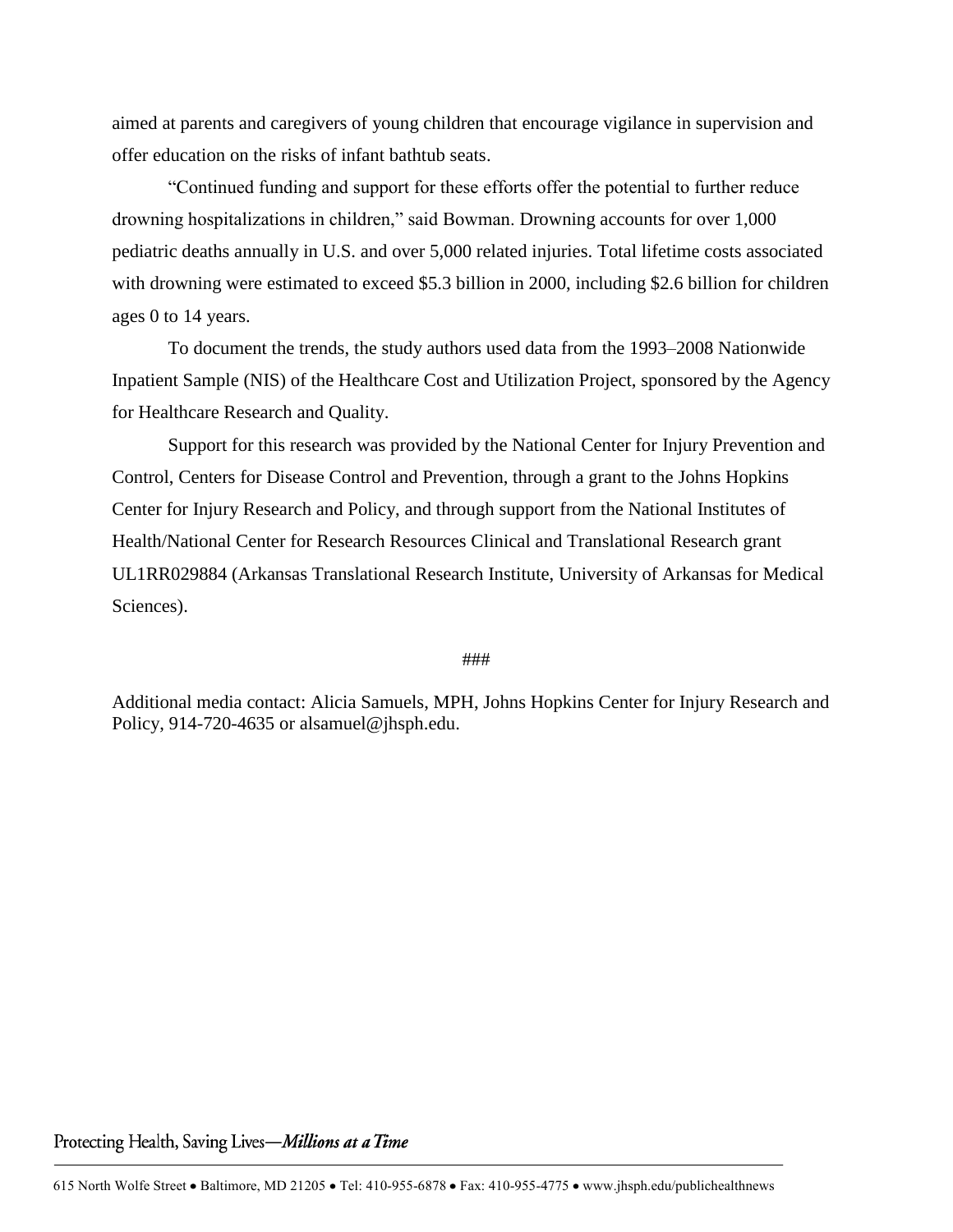aimed at parents and caregivers of young children that encourage vigilance in supervision and offer education on the risks of infant bathtub seats.

"Continued funding and support for these efforts offer the potential to further reduce drowning hospitalizations in children," said Bowman. Drowning accounts for over 1,000 pediatric deaths annually in U.S. and over 5,000 related injuries. Total lifetime costs associated with drowning were estimated to exceed $5.3 billion in 2000, including $2.6 billion for children ages 0 to 14 years.

To document the trends, the study authors used data from the 1993–2008 Nationwide Inpatient Sample (NIS) of the Healthcare Cost and Utilization Project, sponsored by the Agency for Healthcare Research and Quality.

Support for this research was provided by the National Center for Injury Prevention and Control, Centers for Disease Control and Prevention, through a grant to the Johns Hopkins Center for Injury Research and Policy, and through support from the National Institutes of Health/National Center for Research Resources Clinical and Translational Research grant UL1RR029884 (Arkansas Translational Research Institute, University of Arkansas for Medical Sciences).

###

Additional media contact: Alicia Samuels, MPH, Johns Hopkins Center for Injury Research and Policy, 914-720-4635 or alsamuel@jhsph.edu.

Protecting Health, Saving Lives—*Millions at a Time*

615 North Wolfe Street • Baltimore, MD 21205 • Tel: 410-955-6878 • Fax: 410-955-4775 • www.jhsph.edu/publichealthnews